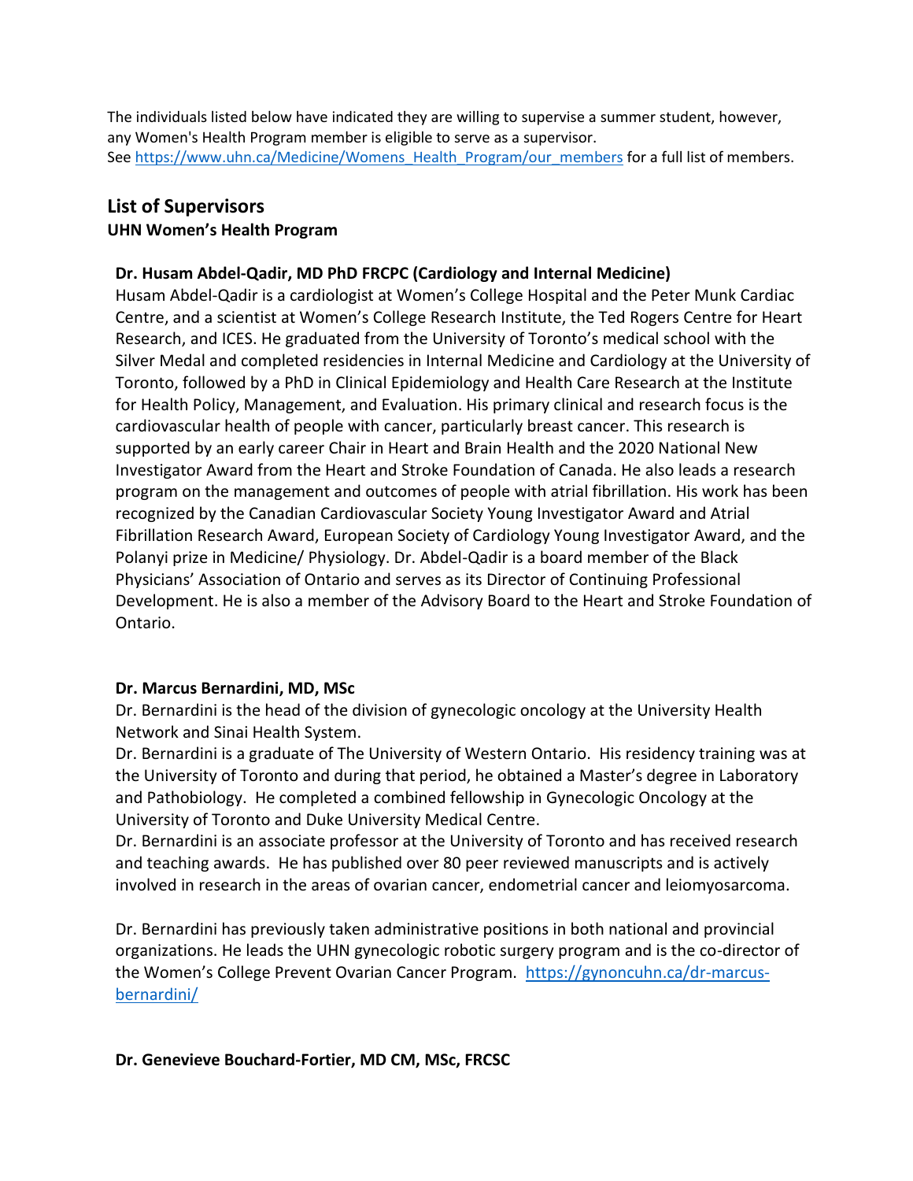The individuals listed below have indicated they are willing to supervise a summer student, however, any Women's Health Program member is eligible to serve as a supervisor.
See [https://www.uhn.ca/Medicine/Womens_Health_Program/our_members](https://www.uhn.ca/Medicine/Womens_Health_Program/our_members) for a full list of members.

## List of Supervisors

### UHN Women's Health Program

**Dr. Husam Abdel-Qadir, MD PhD FRCPC (Cardiology and Internal Medicine)**

Husam Abdel-Qadir is a cardiologist at Women's College Hospital and the Peter Munk Cardiac Centre, and a scientist at Women's College Research Institute, the Ted Rogers Centre for Heart Research, and ICES. He graduated from the University of Toronto's medical school with the Silver Medal and completed residencies in Internal Medicine and Cardiology at the University of Toronto, followed by a PhD in Clinical Epidemiology and Health Care Research at the Institute for Health Policy, Management, and Evaluation. His primary clinical and research focus is the cardiovascular health of people with cancer, particularly breast cancer. This research is supported by an early career Chair in Heart and Brain Health and the 2020 National New Investigator Award from the Heart and Stroke Foundation of Canada. He also leads a research program on the management and outcomes of people with atrial fibrillation. His work has been recognized by the Canadian Cardiovascular Society Young Investigator Award and Atrial Fibrillation Research Award, European Society of Cardiology Young Investigator Award, and the Polanyi prize in Medicine/ Physiology. Dr. Abdel-Qadir is a board member of the Black Physicians' Association of Ontario and serves as its Director of Continuing Professional Development. He is also a member of the Advisory Board to the Heart and Stroke Foundation of Ontario.

**Dr. Marcus Bernardini, MD, MSc**

Dr. Bernardini is the head of the division of gynecologic oncology at the University Health Network and Sinai Health System.

Dr. Bernardini is a graduate of The University of Western Ontario. His residency training was at the University of Toronto and during that period, he obtained a Master's degree in Laboratory and Pathobiology. He completed a combined fellowship in Gynecologic Oncology at the University of Toronto and Duke University Medical Centre.

Dr. Bernardini is an associate professor at the University of Toronto and has received research and teaching awards. He has published over 80 peer reviewed manuscripts and is actively involved in research in the areas of ovarian cancer, endometrial cancer and leiomyosarcoma.

Dr. Bernardini has previously taken administrative positions in both national and provincial organizations. He leads the UHN gynecologic robotic surgery program and is the co-director of the Women's College Prevent Ovarian Cancer Program. [https://gynoncuhn.ca/dr-marcus-bernardini/](https://gynoncuhn.ca/dr-marcus-bernardini/)

**Dr. Genevieve Bouchard-Fortier, MD CM, MSc, FRCSC**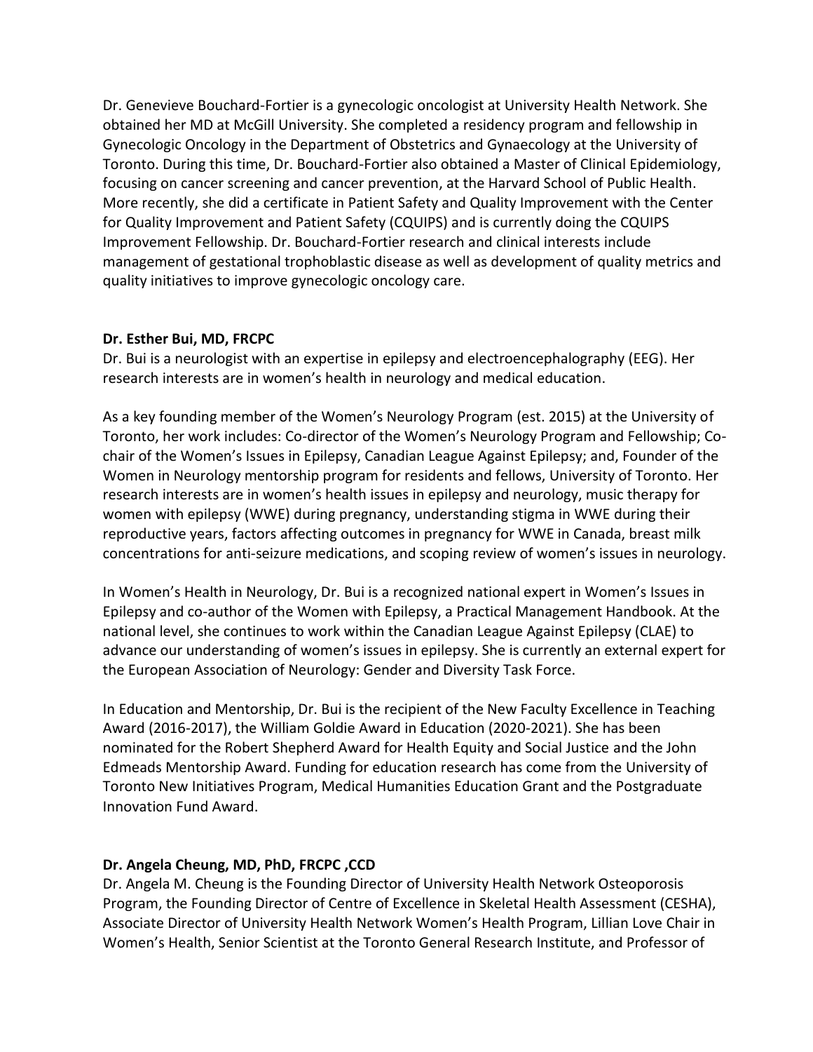Dr. Genevieve Bouchard-Fortier is a gynecologic oncologist at University Health Network. She obtained her MD at McGill University. She completed a residency program and fellowship in Gynecologic Oncology in the Department of Obstetrics and Gynaecology at the University of Toronto. During this time, Dr. Bouchard-Fortier also obtained a Master of Clinical Epidemiology, focusing on cancer screening and cancer prevention, at the Harvard School of Public Health. More recently, she did a certificate in Patient Safety and Quality Improvement with the Center for Quality Improvement and Patient Safety (CQUIPS) and is currently doing the CQUIPS Improvement Fellowship. Dr. Bouchard-Fortier research and clinical interests include management of gestational trophoblastic disease as well as development of quality metrics and quality initiatives to improve gynecologic oncology care.

**Dr. Esther Bui, MD, FRCPC**

Dr. Bui is a neurologist with an expertise in epilepsy and electroencephalography (EEG). Her research interests are in women's health in neurology and medical education.

As a key founding member of the Women's Neurology Program (est. 2015) at the University of Toronto, her work includes: Co-director of the Women's Neurology Program and Fellowship; Co-chair of the Women's Issues in Epilepsy, Canadian League Against Epilepsy; and, Founder of the Women in Neurology mentorship program for residents and fellows, University of Toronto. Her research interests are in women's health issues in epilepsy and neurology, music therapy for women with epilepsy (WWE) during pregnancy, understanding stigma in WWE during their reproductive years, factors affecting outcomes in pregnancy for WWE in Canada, breast milk concentrations for anti-seizure medications, and scoping review of women's issues in neurology.

In Women's Health in Neurology, Dr. Bui is a recognized national expert in Women's Issues in Epilepsy and co-author of the Women with Epilepsy, a Practical Management Handbook. At the national level, she continues to work within the Canadian League Against Epilepsy (CLAE) to advance our understanding of women's issues in epilepsy. She is currently an external expert for the European Association of Neurology: Gender and Diversity Task Force.

In Education and Mentorship, Dr. Bui is the recipient of the New Faculty Excellence in Teaching Award (2016-2017), the William Goldie Award in Education (2020-2021). She has been nominated for the Robert Shepherd Award for Health Equity and Social Justice and the John Edmeads Mentorship Award. Funding for education research has come from the University of Toronto New Initiatives Program, Medical Humanities Education Grant and the Postgraduate Innovation Fund Award.

**Dr. Angela Cheung, MD, PhD, FRCPC ,CCD**

Dr. Angela M. Cheung is the Founding Director of University Health Network Osteoporosis Program, the Founding Director of Centre of Excellence in Skeletal Health Assessment (CESHA), Associate Director of University Health Network Women's Health Program, Lillian Love Chair in Women's Health, Senior Scientist at the Toronto General Research Institute, and Professor of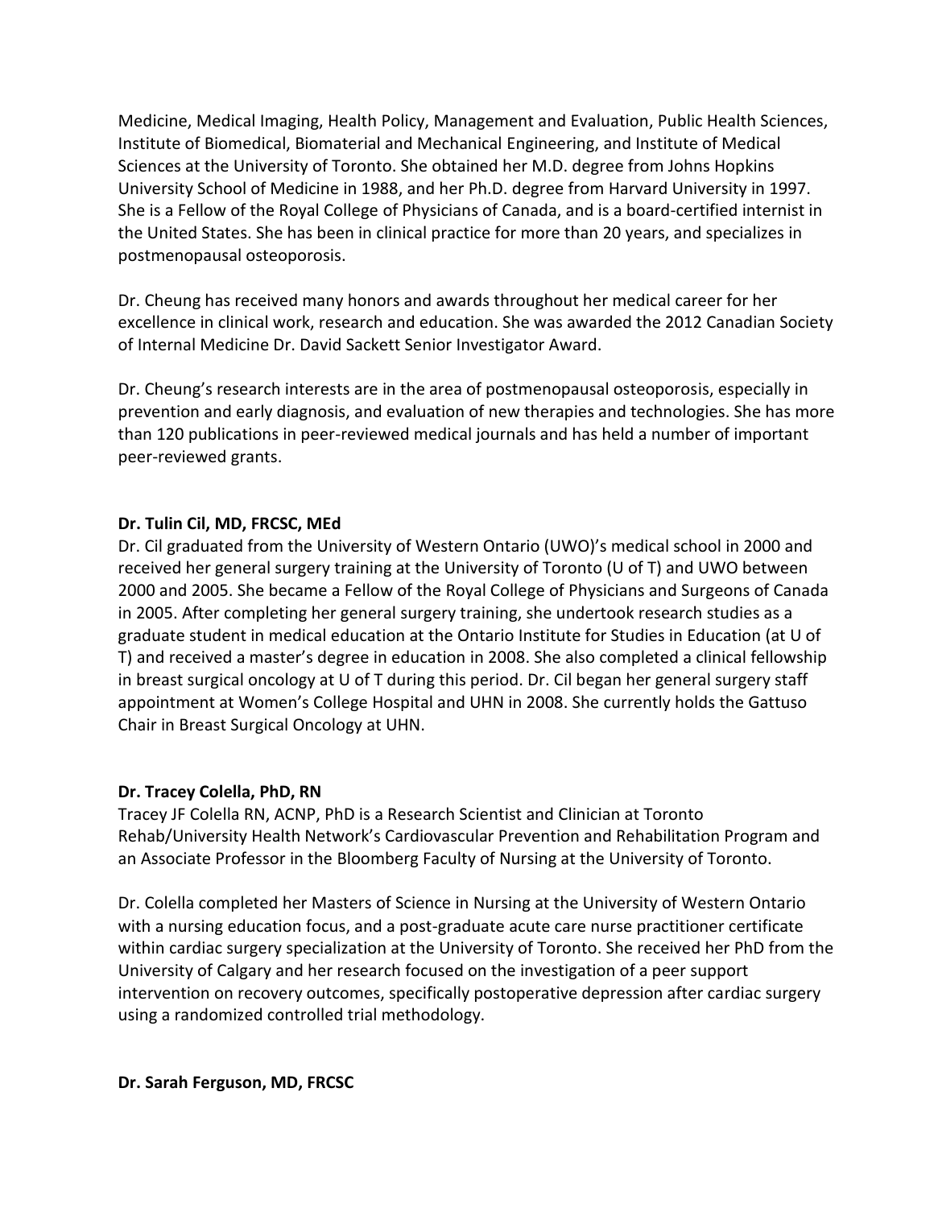Medicine, Medical Imaging, Health Policy, Management and Evaluation, Public Health Sciences, Institute of Biomedical, Biomaterial and Mechanical Engineering, and Institute of Medical Sciences at the University of Toronto. She obtained her M.D. degree from Johns Hopkins University School of Medicine in 1988, and her Ph.D. degree from Harvard University in 1997. She is a Fellow of the Royal College of Physicians of Canada, and is a board-certified internist in the United States. She has been in clinical practice for more than 20 years, and specializes in postmenopausal osteoporosis.

Dr. Cheung has received many honors and awards throughout her medical career for her excellence in clinical work, research and education. She was awarded the 2012 Canadian Society of Internal Medicine Dr. David Sackett Senior Investigator Award.

Dr. Cheung's research interests are in the area of postmenopausal osteoporosis, especially in prevention and early diagnosis, and evaluation of new therapies and technologies. She has more than 120 publications in peer-reviewed medical journals and has held a number of important peer-reviewed grants.

**Dr. Tulin Cil, MD, FRCSC, MEd**

Dr. Cil graduated from the University of Western Ontario (UWO)'s medical school in 2000 and received her general surgery training at the University of Toronto (U of T) and UWO between 2000 and 2005. She became a Fellow of the Royal College of Physicians and Surgeons of Canada in 2005. After completing her general surgery training, she undertook research studies as a graduate student in medical education at the Ontario Institute for Studies in Education (at U of T) and received a master's degree in education in 2008. She also completed a clinical fellowship in breast surgical oncology at U of T during this period. Dr. Cil began her general surgery staff appointment at Women's College Hospital and UHN in 2008. She currently holds the Gattuso Chair in Breast Surgical Oncology at UHN.

**Dr. Tracey Colella, PhD, RN**

Tracey JF Colella RN, ACNP, PhD is a Research Scientist and Clinician at Toronto Rehab/University Health Network's Cardiovascular Prevention and Rehabilitation Program and an Associate Professor in the Bloomberg Faculty of Nursing at the University of Toronto.

Dr. Colella completed her Masters of Science in Nursing at the University of Western Ontario with a nursing education focus, and a post-graduate acute care nurse practitioner certificate within cardiac surgery specialization at the University of Toronto. She received her PhD from the University of Calgary and her research focused on the investigation of a peer support intervention on recovery outcomes, specifically postoperative depression after cardiac surgery using a randomized controlled trial methodology.

**Dr. Sarah Ferguson, MD, FRCSC**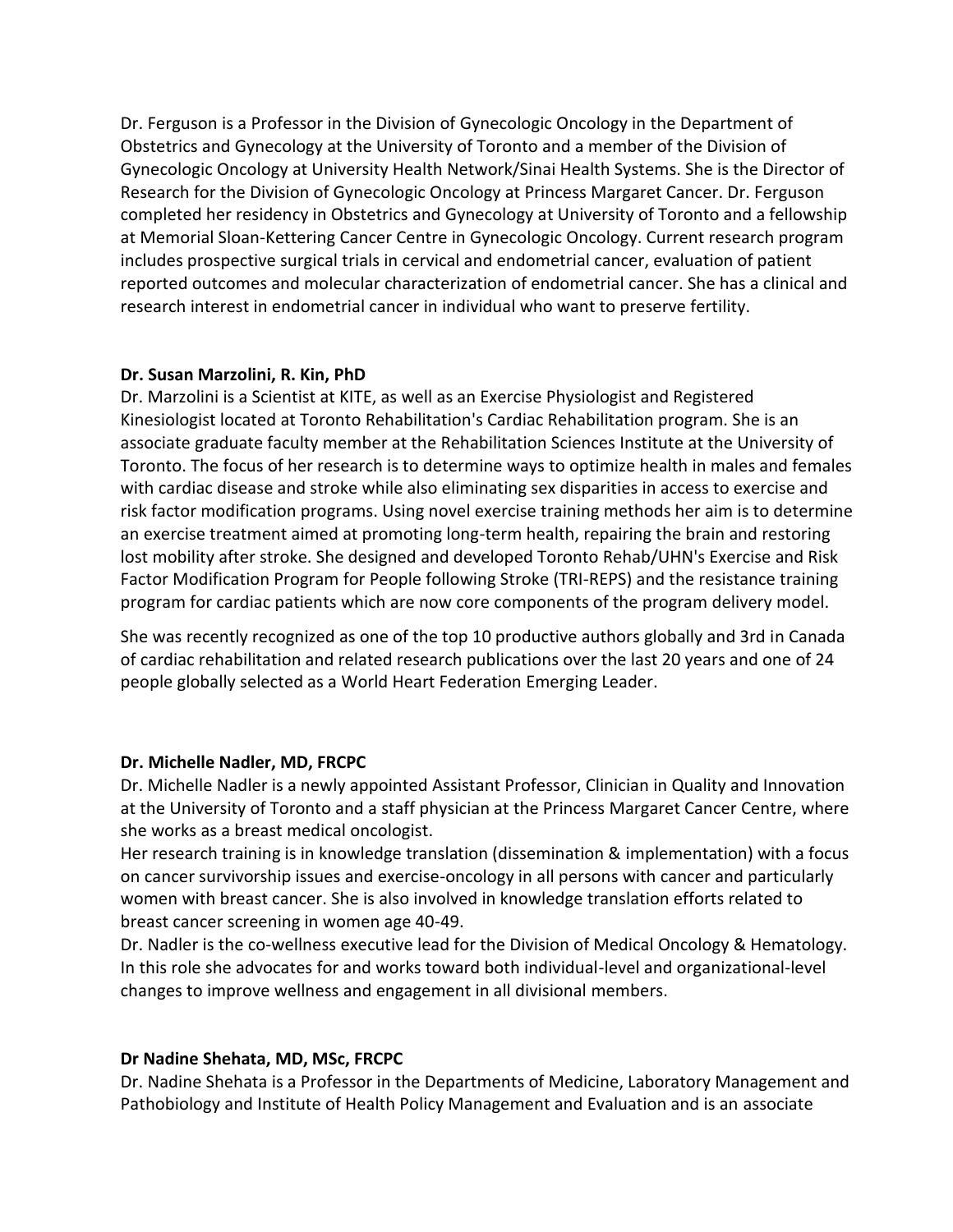Dr. Ferguson is a Professor in the Division of Gynecologic Oncology in the Department of Obstetrics and Gynecology at the University of Toronto and a member of the Division of Gynecologic Oncology at University Health Network/Sinai Health Systems. She is the Director of Research for the Division of Gynecologic Oncology at Princess Margaret Cancer. Dr. Ferguson completed her residency in Obstetrics and Gynecology at University of Toronto and a fellowship at Memorial Sloan-Kettering Cancer Centre in Gynecologic Oncology. Current research program includes prospective surgical trials in cervical and endometrial cancer, evaluation of patient reported outcomes and molecular characterization of endometrial cancer. She has a clinical and research interest in endometrial cancer in individual who want to preserve fertility.

**Dr. Susan Marzolini, R. Kin, PhD**

Dr. Marzolini is a Scientist at KITE, as well as an Exercise Physiologist and Registered Kinesiologist located at Toronto Rehabilitation's Cardiac Rehabilitation program. She is an associate graduate faculty member at the Rehabilitation Sciences Institute at the University of Toronto. The focus of her research is to determine ways to optimize health in males and females with cardiac disease and stroke while also eliminating sex disparities in access to exercise and risk factor modification programs. Using novel exercise training methods her aim is to determine an exercise treatment aimed at promoting long-term health, repairing the brain and restoring lost mobility after stroke. She designed and developed Toronto Rehab/UHN's Exercise and Risk Factor Modification Program for People following Stroke (TRI-REPS) and the resistance training program for cardiac patients which are now core components of the program delivery model.

She was recently recognized as one of the top 10 productive authors globally and 3rd in Canada of cardiac rehabilitation and related research publications over the last 20 years and one of 24 people globally selected as a World Heart Federation Emerging Leader.

**Dr. Michelle Nadler, MD, FRCPC**

Dr. Michelle Nadler is a newly appointed Assistant Professor, Clinician in Quality and Innovation at the University of Toronto and a staff physician at the Princess Margaret Cancer Centre, where she works as a breast medical oncologist.

Her research training is in knowledge translation (dissemination & implementation) with a focus on cancer survivorship issues and exercise-oncology in all persons with cancer and particularly women with breast cancer. She is also involved in knowledge translation efforts related to breast cancer screening in women age 40-49.

Dr. Nadler is the co-wellness executive lead for the Division of Medical Oncology & Hematology. In this role she advocates for and works toward both individual-level and organizational-level changes to improve wellness and engagement in all divisional members.

**Dr Nadine Shehata, MD, MSc, FRCPC**

Dr. Nadine Shehata is a Professor in the Departments of Medicine, Laboratory Management and Pathobiology and Institute of Health Policy Management and Evaluation and is an associate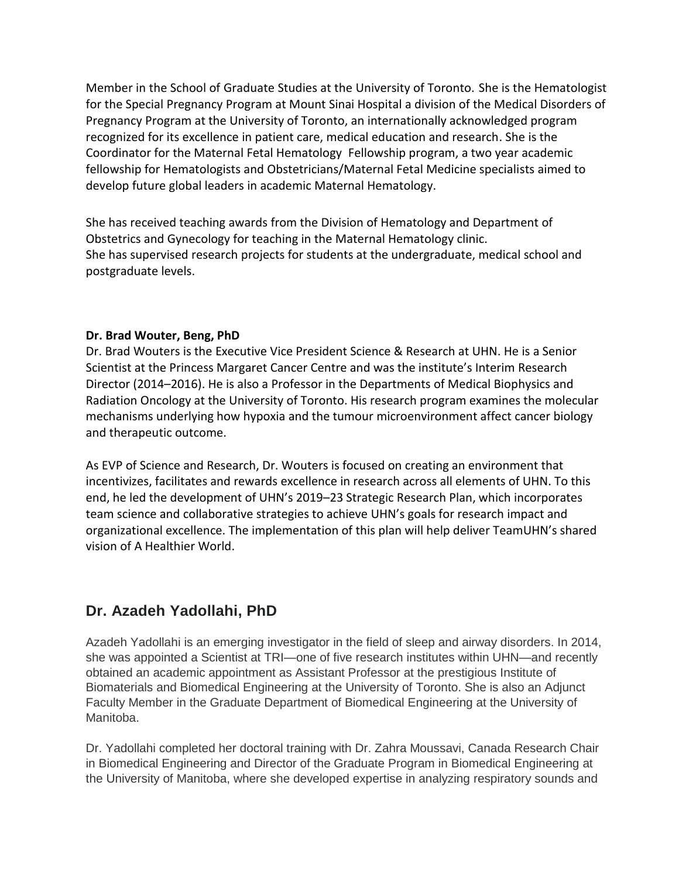Member in the School of Graduate Studies at the University of Toronto. She is the Hematologist for the Special Pregnancy Program at Mount Sinai Hospital a division of the Medical Disorders of Pregnancy Program at the University of Toronto, an internationally acknowledged program recognized for its excellence in patient care, medical education and research. She is the Coordinator for the Maternal Fetal Hematology Fellowship program, a two year academic fellowship for Hematologists and Obstetricians/Maternal Fetal Medicine specialists aimed to develop future global leaders in academic Maternal Hematology.

She has received teaching awards from the Division of Hematology and Department of Obstetrics and Gynecology for teaching in the Maternal Hematology clinic.
She has supervised research projects for students at the undergraduate, medical school and postgraduate levels.

**Dr. Brad Wouter, Beng, PhD**

Dr. Brad Wouters is the Executive Vice President Science & Research at UHN. He is a Senior Scientist at the Princess Margaret Cancer Centre and was the institute's Interim Research Director (2014–2016). He is also a Professor in the Departments of Medical Biophysics and Radiation Oncology at the University of Toronto. His research program examines the molecular mechanisms underlying how hypoxia and the tumour microenvironment affect cancer biology and therapeutic outcome.

As EVP of Science and Research, Dr. Wouters is focused on creating an environment that incentivizes, facilitates and rewards excellence in research across all elements of UHN. To this end, he led the development of UHN's 2019–23 Strategic Research Plan, which incorporates team science and collaborative strategies to achieve UHN's goals for research impact and organizational excellence. The implementation of this plan will help deliver TeamUHN's shared vision of A Healthier World.

## Dr. Azadeh Yadollahi, PhD

Azadeh Yadollahi is an emerging investigator in the field of sleep and airway disorders. In 2014, she was appointed a Scientist at TRI—one of five research institutes within UHN—and recently obtained an academic appointment as Assistant Professor at the prestigious Institute of Biomaterials and Biomedical Engineering at the University of Toronto. She is also an Adjunct Faculty Member in the Graduate Department of Biomedical Engineering at the University of Manitoba.

Dr. Yadollahi completed her doctoral training with Dr. Zahra Moussavi, Canada Research Chair in Biomedical Engineering and Director of the Graduate Program in Biomedical Engineering at the University of Manitoba, where she developed expertise in analyzing respiratory sounds and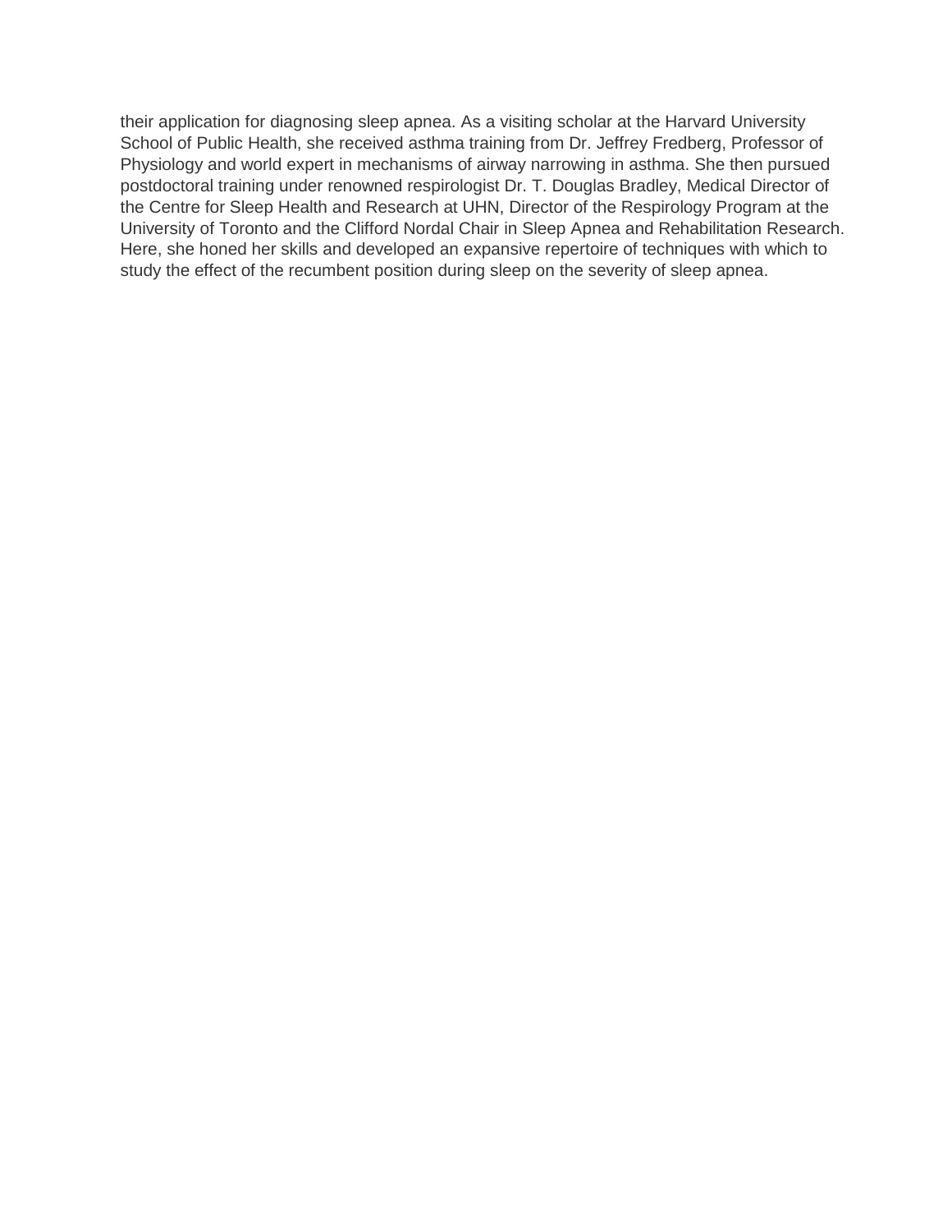their application for diagnosing sleep apnea. As a visiting scholar at the Harvard University School of Public Health, she received asthma training from Dr. Jeffrey Fredberg, Professor of Physiology and world expert in mechanisms of airway narrowing in asthma. She then pursued postdoctoral training under renowned respirologist Dr. T. Douglas Bradley, Medical Director of the Centre for Sleep Health and Research at UHN, Director of the Respirology Program at the University of Toronto and the Clifford Nordal Chair in Sleep Apnea and Rehabilitation Research. Here, she honed her skills and developed an expansive repertoire of techniques with which to study the effect of the recumbent position during sleep on the severity of sleep apnea.